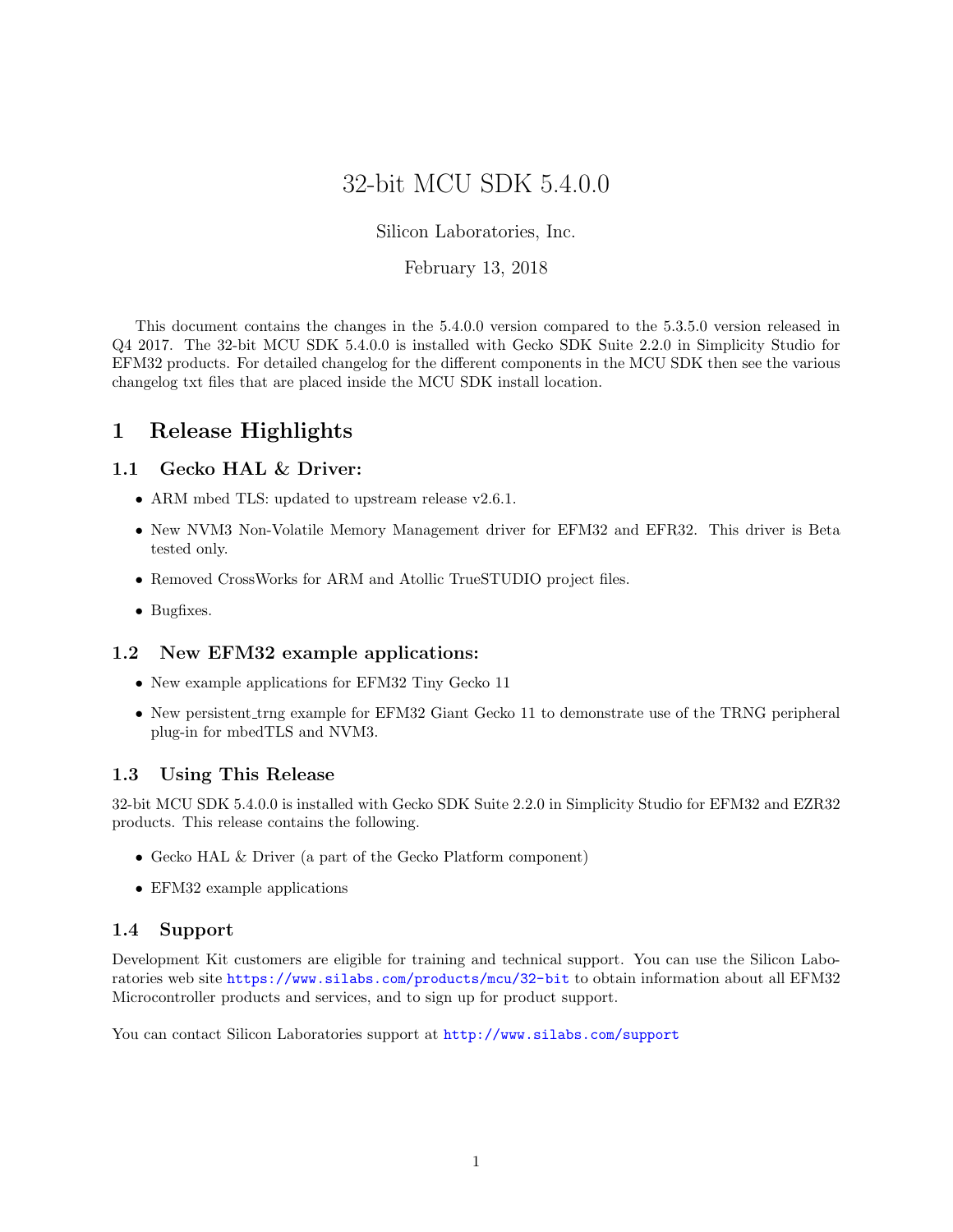# 32-bit MCU SDK 5.4.0.0

Silicon Laboratories, Inc.

February 13, 2018

This document contains the changes in the 5.4.0.0 version compared to the 5.3.5.0 version released in Q4 2017. The 32-bit MCU SDK 5.4.0.0 is installed with Gecko SDK Suite 2.2.0 in Simplicity Studio for EFM32 products. For detailed changelog for the different components in the MCU SDK then see the various changelog txt files that are placed inside the MCU SDK install location.

## 1 Release Highlights

### 1.1 Gecko HAL & Driver:

- ARM mbed TLS: updated to upstream release v2.6.1.
- New NVM3 Non-Volatile Memory Management driver for EFM32 and EFR32. This driver is Beta tested only.
- Removed CrossWorks for ARM and Atollic TrueSTUDIO project files.
- Bugfixes.

### 1.2 New EFM32 example applications:

- New example applications for EFM32 Tiny Gecko 11
- New persistent_trng example for EFM32 Giant Gecko 11 to demonstrate use of the TRNG peripheral plug-in for mbedTLS and NVM3.

### 1.3 Using This Release

32-bit MCU SDK 5.4.0.0 is installed with Gecko SDK Suite 2.2.0 in Simplicity Studio for EFM32 and EZR32 products. This release contains the following.

- Gecko HAL & Driver (a part of the Gecko Platform component)
- EFM32 example applications

### 1.4 Support

Development Kit customers are eligible for training and technical support. You can use the Silicon Laboratories web site https://www.silabs.com/products/mcu/32-bit to obtain information about all EFM32 Microcontroller products and services, and to sign up for product support.

You can contact Silicon Laboratories support at http://www.silabs.com/support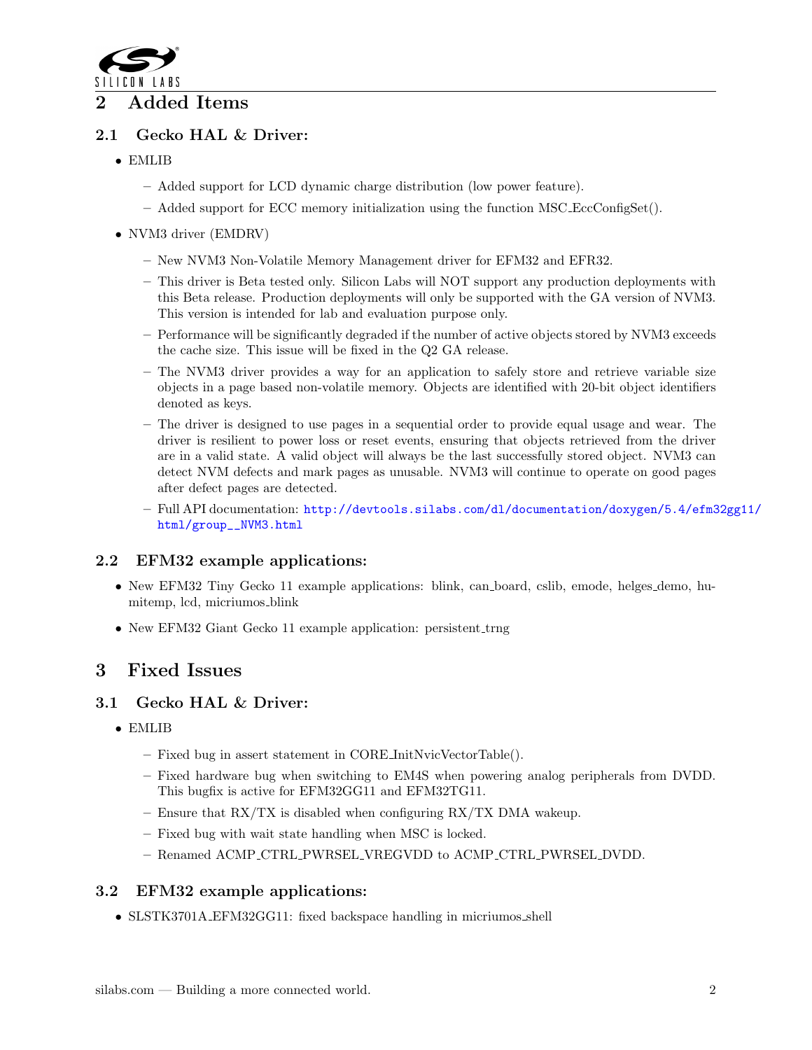# 2 Added Items

## 2.1 Gecko HAL & Driver:

- EMLIB
  - Added support for LCD dynamic charge distribution (low power feature).
  - Added support for ECC memory initialization using the function MSC_EccConfigSet().
- NVM3 driver (EMDRV)
  - New NVM3 Non-Volatile Memory Management driver for EFM32 and EFR32.
  - This driver is Beta tested only. Silicon Labs will NOT support any production deployments with this Beta release. Production deployments will only be supported with the GA version of NVM3. This version is intended for lab and evaluation purpose only.
  - Performance will be significantly degraded if the number of active objects stored by NVM3 exceeds the cache size. This issue will be fixed in the Q2 GA release.
  - The NVM3 driver provides a way for an application to safely store and retrieve variable size objects in a page based non-volatile memory. Objects are identified with 20-bit object identifiers denoted as keys.
  - The driver is designed to use pages in a sequential order to provide equal usage and wear. The driver is resilient to power loss or reset events, ensuring that objects retrieved from the driver are in a valid state. A valid object will always be the last successfully stored object. NVM3 can detect NVM defects and mark pages as unusable. NVM3 will continue to operate on good pages after defect pages are detected.
  - Full API documentation: http://devtools.silabs.com/dl/documentation/doxygen/5.4/efm32gg11/html/group__NVM3.html

## 2.2 EFM32 example applications:

- New EFM32 Tiny Gecko 11 example applications: blink, can_board, cslib, emode, helges_demo, humitemp, lcd, micriumos_blink
- New EFM32 Giant Gecko 11 example application: persistent_trng

# 3 Fixed Issues

## 3.1 Gecko HAL & Driver:

- EMLIB
  - Fixed bug in assert statement in CORE_InitNvicVectorTable().
  - Fixed hardware bug when switching to EM4S when powering analog peripherals from DVDD. This bugfix is active for EFM32GG11 and EFM32TG11.
  - Ensure that RX/TX is disabled when configuring RX/TX DMA wakeup.
  - Fixed bug with wait state handling when MSC is locked.
  - Renamed ACMP_CTRL_PWRSEL_VREGVDD to ACMP_CTRL_PWRSEL_DVDD.

## 3.2 EFM32 example applications:

- SLSTK3701A_EFM32GG11: fixed backspace handling in micriumos_shell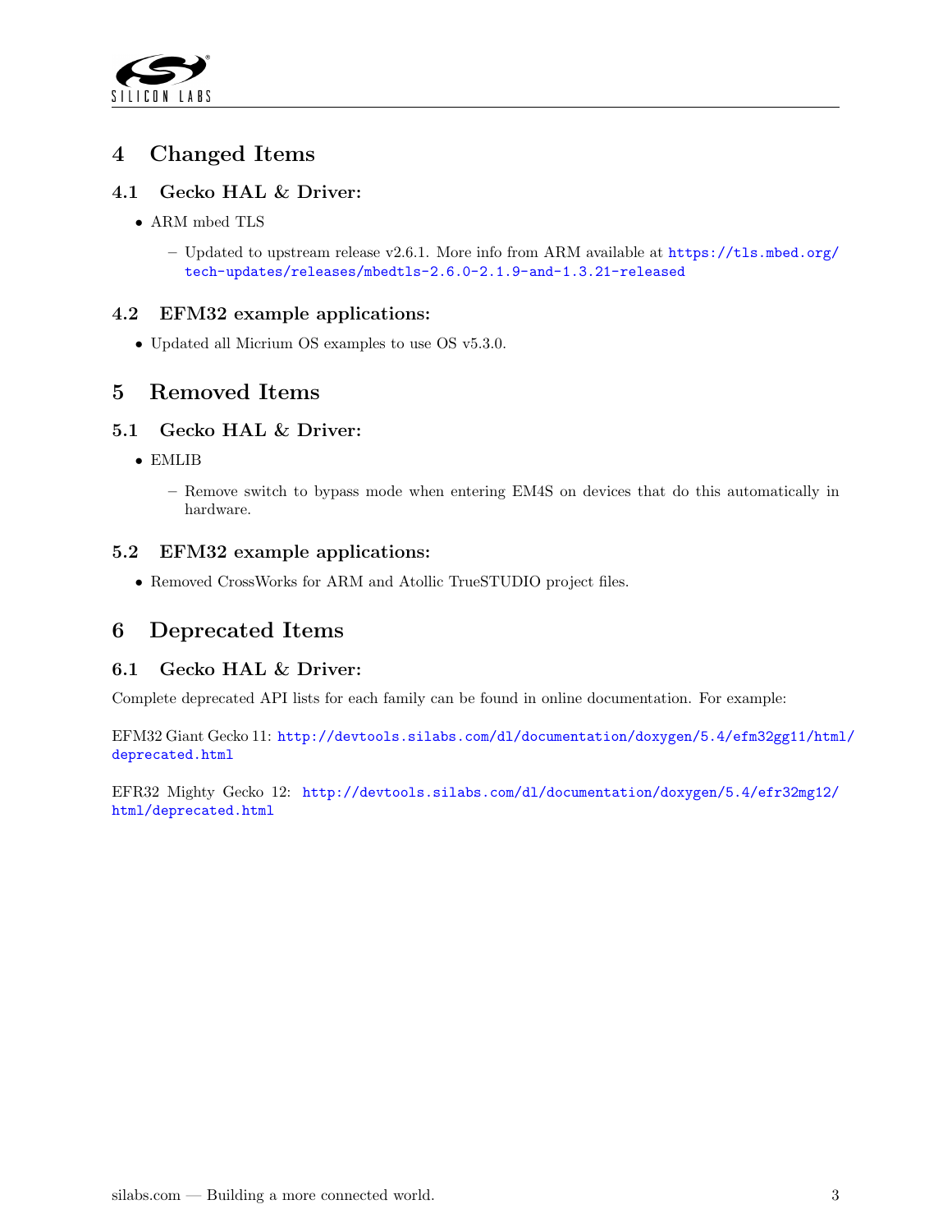# 4 Changed Items

## 4.1 Gecko HAL & Driver:

- ARM mbed TLS
  - Updated to upstream release v2.6.1. More info from ARM available at https://tls.mbed.org/tech-updates/releases/mbedtls-2.6.0-2.1.9-and-1.3.21-released

## 4.2 EFM32 example applications:

- Updated all Micrium OS examples to use OS v5.3.0.

# 5 Removed Items

## 5.1 Gecko HAL & Driver:

- EMLIB
  - Remove switch to bypass mode when entering EM4S on devices that do this automatically in hardware.

## 5.2 EFM32 example applications:

- Removed CrossWorks for ARM and Atollic TrueSTUDIO project files.

# 6 Deprecated Items

## 6.1 Gecko HAL & Driver:

Complete deprecated API lists for each family can be found in online documentation. For example:

EFM32 Giant Gecko 11: http://devtools.silabs.com/dl/documentation/doxygen/5.4/efm32gg11/html/deprecated.html

EFR32 Mighty Gecko 12: http://devtools.silabs.com/dl/documentation/doxygen/5.4/efr32mg12/html/deprecated.html